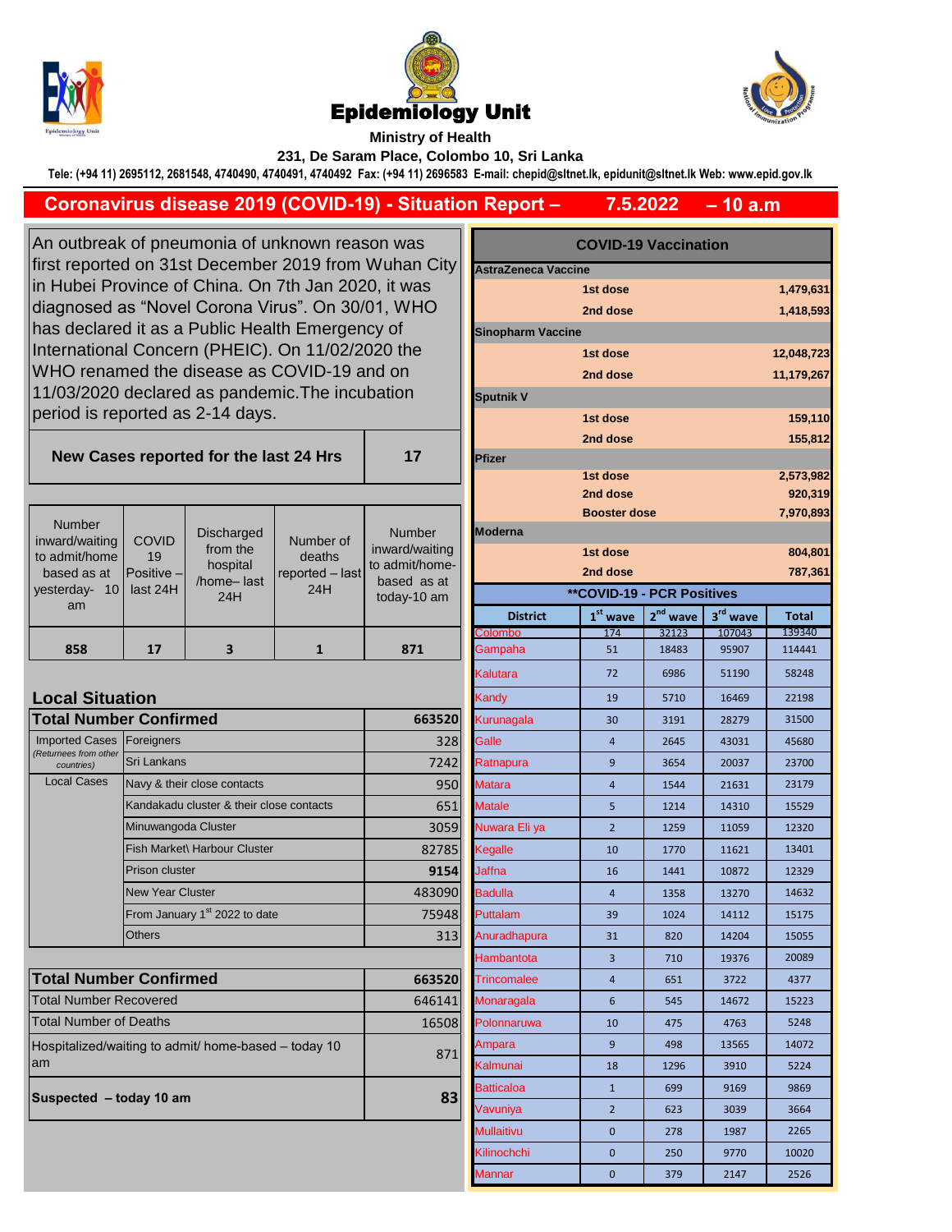# Epidemiology Unit

**Ministry of Health**

**231, De Saram Place, Colombo 10, Sri Lanka**

**Tele: (+94 11) 2695112, 2681548, 4740490, 4740491, 4740492 Fax: (+94 11) 2696583 E-mail: chepid@sltnet.lk, epidunit@sltnet.lk Web: www.epid.gov.lk**

## Coronavirus disease 2019 (COVID-19) - Situation Report – 7.5.2022 – 10 a.m

An outbreak of pneumonia of unknown reason was first reported on 31st December 2019 from Wuhan City in Hubei Province of China. On 7th Jan 2020, it was diagnosed as "Novel Corona Virus". On 30/01, WHO has declared it as a Public Health Emergency of International Concern (PHEIC). On 11/02/2020 the WHO renamed the disease as COVID-19 and on 11/03/2020 declared as pandemic.The incubation period is reported as 2-14 days.

| New Cases reported for the last 24 Hrs | 17 |
|---|---|

| Number inward/waiting to admit/home based as at yesterday- 10 am | COVID 19 Positive – last 24H | Discharged from the hospital /home– last 24H | Number of deaths reported – last 24H | Number inward/waiting to admit/home-based as at today-10 am |
|---|---|---|---|---|
| 858 | 17 | 3 | 1 | 871 |

### Local Situation

| Total Number Confirmed | | 663520 |
|---|---|---|
| Imported Cases (Returnees from other countries) | Foreigners | 328 |
| | Sri Lankans | 7242 |
| Local Cases | Navy & their close contacts | 950 |
| | Kandakadu cluster & their close contacts | 651 |
| | Minuwangoda Cluster | 3059 |
| | Fish Market\ Harbour Cluster | 82785 |
| | Prison cluster | 9154 |
| | New Year Cluster | 483090 |
| | From January 1st 2022 to date | 75948 |
| | Others | 313 |

| Total Number Confirmed | 663520 |
|---|---|
| Total Number Recovered | 646141 |
| Total Number of Deaths | 16508 |
| Hospitalized/waiting to admit/ home-based – today 10 am | 871 |
| **Suspected – today 10 am** | **83** |

### COVID-19 Vaccination

| Vaccine | Dose | Number |
|---|---|---|
| **AstraZeneca Vaccine** | | |
| | 1st dose | 1,479,631 |
| | 2nd dose | 1,418,593 |
| **Sinopharm Vaccine** | | |
| | 1st dose | 12,048,723 |
| | 2nd dose | 11,179,267 |
| **Sputnik V** | | |
| | 1st dose | 159,110 |
| | 2nd dose | 155,812 |
| **Pfizer** | | |
| | 1st dose | 2,573,982 |
| | 2nd dose | 920,319 |
| | Booster dose | 7,970,893 |
| **Moderna** | | |
| | 1st dose | 804,801 |
| | 2nd dose | 787,361 |

### **COVID-19 - PCR Positives

| District | 1st wave | 2nd wave | 3rd wave | Total |
|---|---|---|---|---|
| Colombo | 174 | 32123 | 107043 | 139340 |
| Gampaha | 51 | 18483 | 95907 | 114441 |
| Kalutara | 72 | 6986 | 51190 | 58248 |
| Kandy | 19 | 5710 | 16469 | 22198 |
| Kurunagala | 30 | 3191 | 28279 | 31500 |
| Galle | 4 | 2645 | 43031 | 45680 |
| Ratnapura | 9 | 3654 | 20037 | 23700 |
| Matara | 4 | 1544 | 21631 | 23179 |
| Matale | 5 | 1214 | 14310 | 15529 |
| Nuwara Eli ya | 2 | 1259 | 11059 | 12320 |
| Kegalle | 10 | 1770 | 11621 | 13401 |
| Jaffna | 16 | 1441 | 10872 | 12329 |
| Badulla | 4 | 1358 | 13270 | 14632 |
| Puttalam | 39 | 1024 | 14112 | 15175 |
| Anuradhapura | 31 | 820 | 14204 | 15055 |
| Hambantota | 3 | 710 | 19376 | 20089 |
| Trincomalee | 4 | 651 | 3722 | 4377 |
| Monaragala | 6 | 545 | 14672 | 15223 |
| Polonnaruwa | 10 | 475 | 4763 | 5248 |
| Ampara | 9 | 498 | 13565 | 14072 |
| Kalmunai | 18 | 1296 | 3910 | 5224 |
| Batticaloa | 1 | 699 | 9169 | 9869 |
| Vavuniya | 2 | 623 | 3039 | 3664 |
| Mullaitivu | 0 | 278 | 1987 | 2265 |
| Kilinochchi | 0 | 250 | 9770 | 10020 |
| Mannar | 0 | 379 | 2147 | 2526 |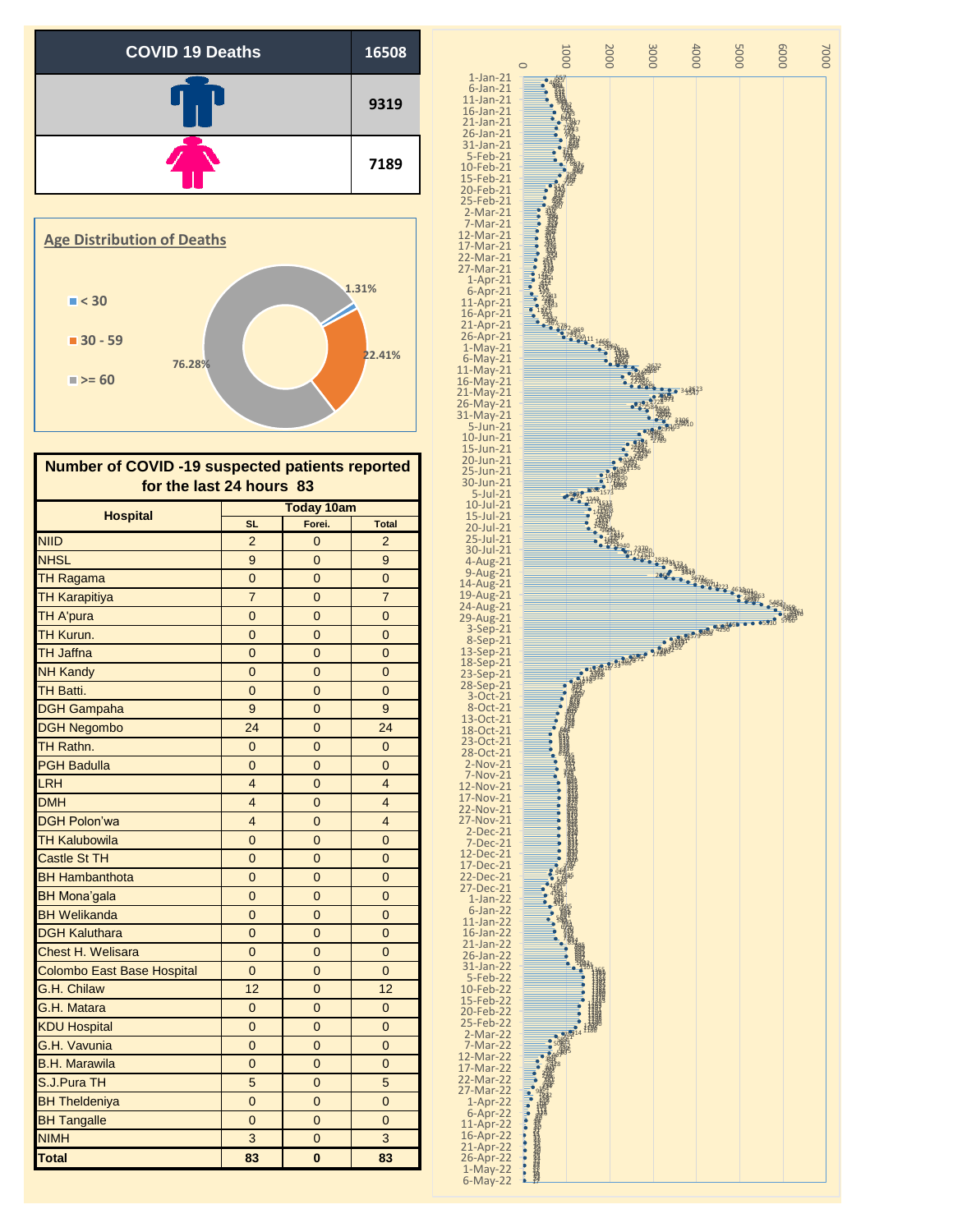| COVID 19 Deaths | 16508 |
| --- | --- |
| (Male) | 9319 |
| (Female) | 7189 |

Age Distribution of Deaths

< 30

30 - 59

>= 60

1.31%

22.41%

76.28%

| Number of COVID -19 suspected patients reported for the last 24 hours 83 | | | |
| --- | --- | --- | --- |
| Hospital | Today 10am | | |
| | SL | Forei. | Total |
| NIID | 2 | 0 | 2 |
| NHSL | 9 | 0 | 9 |
| TH Ragama | 0 | 0 | 0 |
| TH Karapitiya | 7 | 0 | 7 |
| TH A'pura | 0 | 0 | 0 |
| TH Kurun. | 0 | 0 | 0 |
| TH Jaffna | 0 | 0 | 0 |
| NH Kandy | 0 | 0 | 0 |
| TH Batti. | 0 | 0 | 0 |
| DGH Gampaha | 9 | 0 | 9 |
| DGH Negombo | 24 | 0 | 24 |
| TH Rathn. | 0 | 0 | 0 |
| PGH Badulla | 0 | 0 | 0 |
| LRH | 4 | 0 | 4 |
| DMH | 4 | 0 | 4 |
| DGH Polon'wa | 4 | 0 | 4 |
| TH Kalubowila | 0 | 0 | 0 |
| Castle St TH | 0 | 0 | 0 |
| BH Hambanthota | 0 | 0 | 0 |
| BH Mona'gala | 0 | 0 | 0 |
| BH Welikanda | 0 | 0 | 0 |
| DGH Kaluthara | 0 | 0 | 0 |
| Chest H. Welisara | 0 | 0 | 0 |
| Colombo East Base Hospital | 0 | 0 | 0 |
| G.H. Chilaw | 12 | 0 | 12 |
| G.H. Matara | 0 | 0 | 0 |
| KDU Hospital | 0 | 0 | 0 |
| G.H. Vavunia | 0 | 0 | 0 |
| B.H. Marawila | 0 | 0 | 0 |
| S.J.Pura TH | 5 | 0 | 5 |
| BH Theldeniya | 0 | 0 | 0 |
| BH Tangalle | 0 | 0 | 0 |
| NIMH | 3 | 0 | 3 |
| **Total** | **83** | **0** | **83** |

0 1000 2000 3000 4000 5000 6000 7000

1-Jan-21 6-Jan-21 11-Jan-21 16-Jan-21 21-Jan-21 26-Jan-21 31-Jan-21 5-Feb-21 10-Feb-21 15-Feb-21 20-Feb-21 25-Feb-21 2-Mar-21 7-Mar-21 12-Mar-21 17-Mar-21 22-Mar-21 27-Mar-21 1-Apr-21 6-Apr-21 11-Apr-21 16-Apr-21 21-Apr-21 26-Apr-21 1-May-21 6-May-21 11-May-21 16-May-21 21-May-21 26-May-21 31-May-21 5-Jun-21 10-Jun-21 15-Jun-21 20-Jun-21 25-Jun-21 30-Jun-21 5-Jul-21 10-Jul-21 15-Jul-21 20-Jul-21 25-Jul-21 30-Jul-21 4-Aug-21 9-Aug-21 14-Aug-21 19-Aug-21 24-Aug-21 29-Aug-21 3-Sep-21 8-Sep-21 13-Sep-21 18-Sep-21 23-Sep-21 28-Sep-21 3-Oct-21 8-Oct-21 13-Oct-21 18-Oct-21 23-Oct-21 28-Oct-21 2-Nov-21 7-Nov-21 12-Nov-21 17-Nov-21 22-Nov-21 27-Nov-21 2-Dec-21 7-Dec-21 12-Dec-21 17-Dec-21 22-Dec-21 27-Dec-21 1-Jan-22 6-Jan-22 11-Jan-22 16-Jan-22 21-Jan-22 26-Jan-22 31-Jan-22 5-Feb-22 10-Feb-22 15-Feb-22 20-Feb-22 25-Feb-22 2-Mar-22 7-Mar-22 12-Mar-22 17-Mar-22 22-Mar-22 27-Mar-22 1-Apr-22 6-Apr-22 11-Apr-22 16-Apr-22 21-Apr-22 26-Apr-22 1-May-22 6-May-22